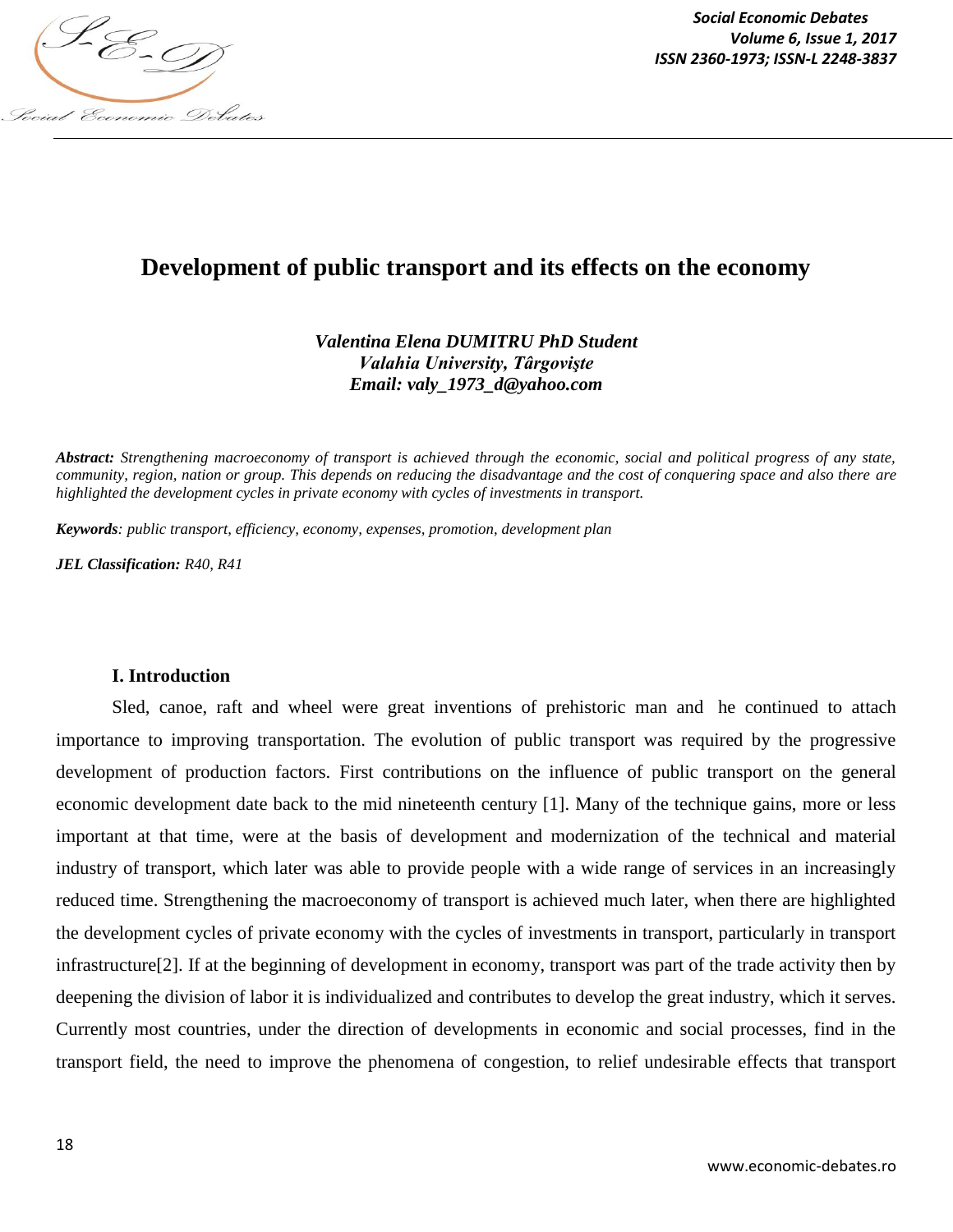# Development of public transport and its effects on the economy

***Valentina Elena DUMITRU PhD Student***
***Valahia University, Târgovişte***
***Email: valy_1973_d@yahoo.com***

***Abstract:*** *Strengthening macroeconomy of transport is achieved through the economic, social and political progress of any state, community, region, nation or group. This depends on reducing the disadvantage and the cost of conquering space and also there are highlighted the development cycles in private economy with cycles of investments in transport.*

***Keywords****: public transport, efficiency, economy, expenses, promotion, development plan*

***JEL Classification:*** *R40, R41*

## I. Introduction

Sled, canoe, raft and wheel were great inventions of prehistoric man and he continued to attach importance to improving transportation. The evolution of public transport was required by the progressive development of production factors. First contributions on the influence of public transport on the general economic development date back to the mid nineteenth century [1]. Many of the technique gains, more or less important at that time, were at the basis of development and modernization of the technical and material industry of transport, which later was able to provide people with a wide range of services in an increasingly reduced time. Strengthening the macroeconomy of transport is achieved much later, when there are highlighted the development cycles of private economy with the cycles of investments in transport, particularly in transport infrastructure[2]. If at the beginning of development in economy, transport was part of the trade activity then by deepening the division of labor it is individualized and contributes to develop the great industry, which it serves. Currently most countries, under the direction of developments in economic and social processes, find in the transport field, the need to improve the phenomena of congestion, to relief undesirable effects that transport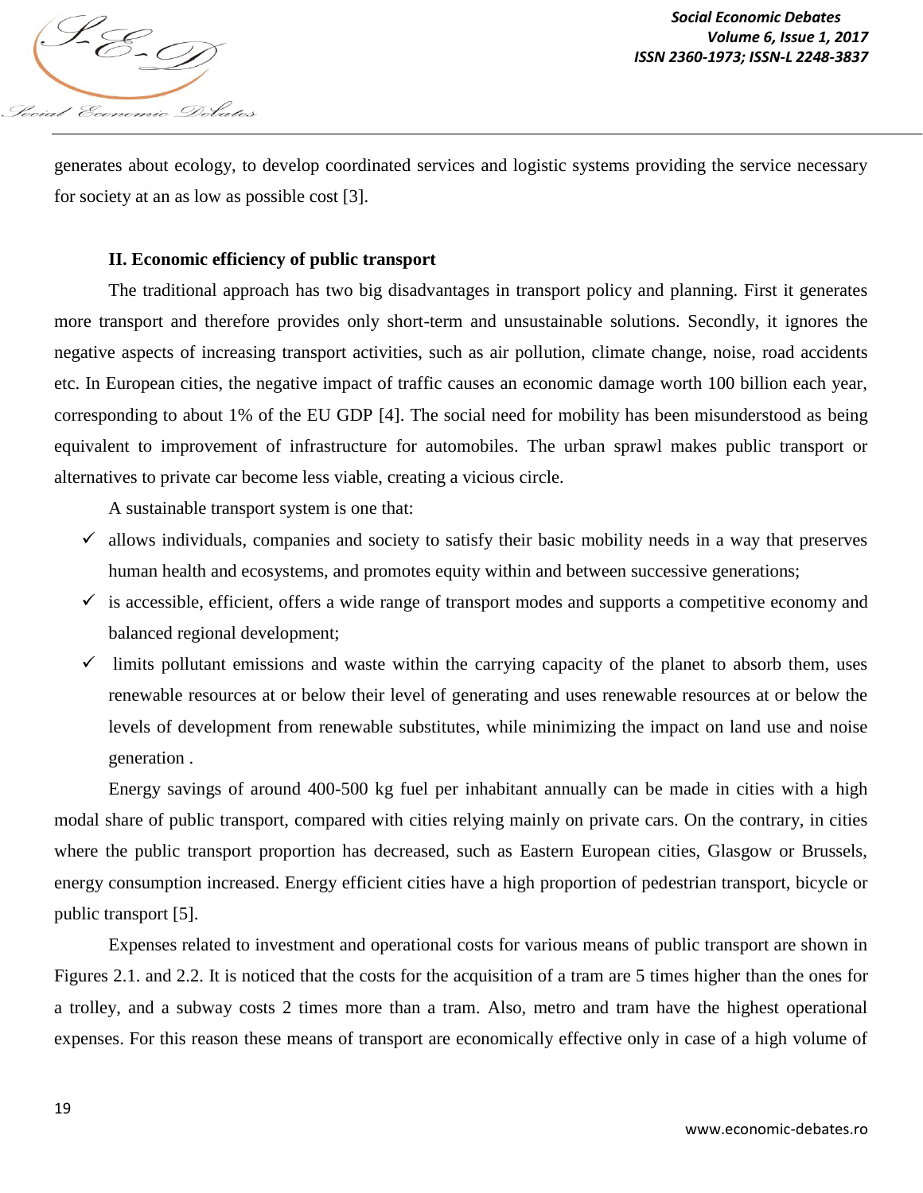generates about ecology, to develop coordinated services and logistic systems providing the service necessary for society at an as low as possible cost [3].

## II. Economic efficiency of public transport

The traditional approach has two big disadvantages in transport policy and planning. First it generates more transport and therefore provides only short-term and unsustainable solutions. Secondly, it ignores the negative aspects of increasing transport activities, such as air pollution, climate change, noise, road accidents etc. In European cities, the negative impact of traffic causes an economic damage worth 100 billion each year, corresponding to about 1% of the EU GDP [4]. The social need for mobility has been misunderstood as being equivalent to improvement of infrastructure for automobiles. The urban sprawl makes public transport or alternatives to private car become less viable, creating a vicious circle.

A sustainable transport system is one that:

- ✓ allows individuals, companies and society to satisfy their basic mobility needs in a way that preserves human health and ecosystems, and promotes equity within and between successive generations;
- ✓ is accessible, efficient, offers a wide range of transport modes and supports a competitive economy and balanced regional development;
- ✓ limits pollutant emissions and waste within the carrying capacity of the planet to absorb them, uses renewable resources at or below their level of generating and uses renewable resources at or below the levels of development from renewable substitutes, while minimizing the impact on land use and noise generation .

Energy savings of around 400-500 kg fuel per inhabitant annually can be made in cities with a high modal share of public transport, compared with cities relying mainly on private cars. On the contrary, in cities where the public transport proportion has decreased, such as Eastern European cities, Glasgow or Brussels, energy consumption increased. Energy efficient cities have a high proportion of pedestrian transport, bicycle or public transport [5].

Expenses related to investment and operational costs for various means of public transport are shown in Figures 2.1. and 2.2. It is noticed that the costs for the acquisition of a tram are 5 times higher than the ones for a trolley, and a subway costs 2 times more than a tram. Also, metro and tram have the highest operational expenses. For this reason these means of transport are economically effective only in case of a high volume of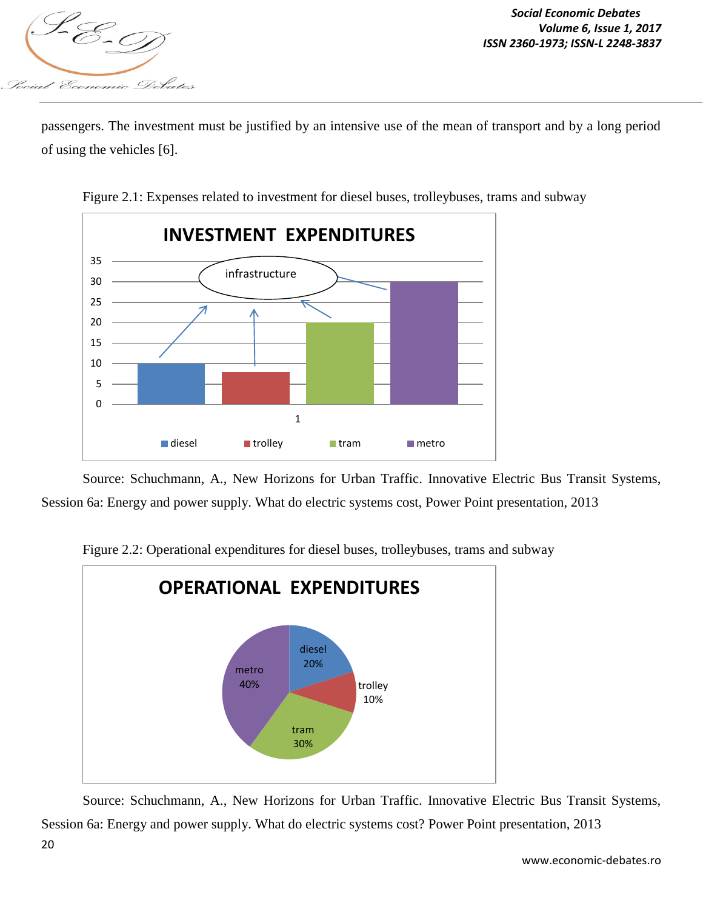passengers. The investment must be justified by an intensive use of the mean of transport and by a long period of using the vehicles [6].

Figure 2.1: Expenses related to investment for diesel buses, trolleybuses, trams and subway

Source: Schuchmann, A., New Horizons for Urban Traffic. Innovative Electric Bus Transit Systems, Session 6a: Energy and power supply. What do electric systems cost, Power Point presentation, 2013

Figure 2.2: Operational expenditures for diesel buses, trolleybuses, trams and subway

Source: Schuchmann, A., New Horizons for Urban Traffic. Innovative Electric Bus Transit Systems, Session 6a: Energy and power supply. What do electric systems cost? Power Point presentation, 2013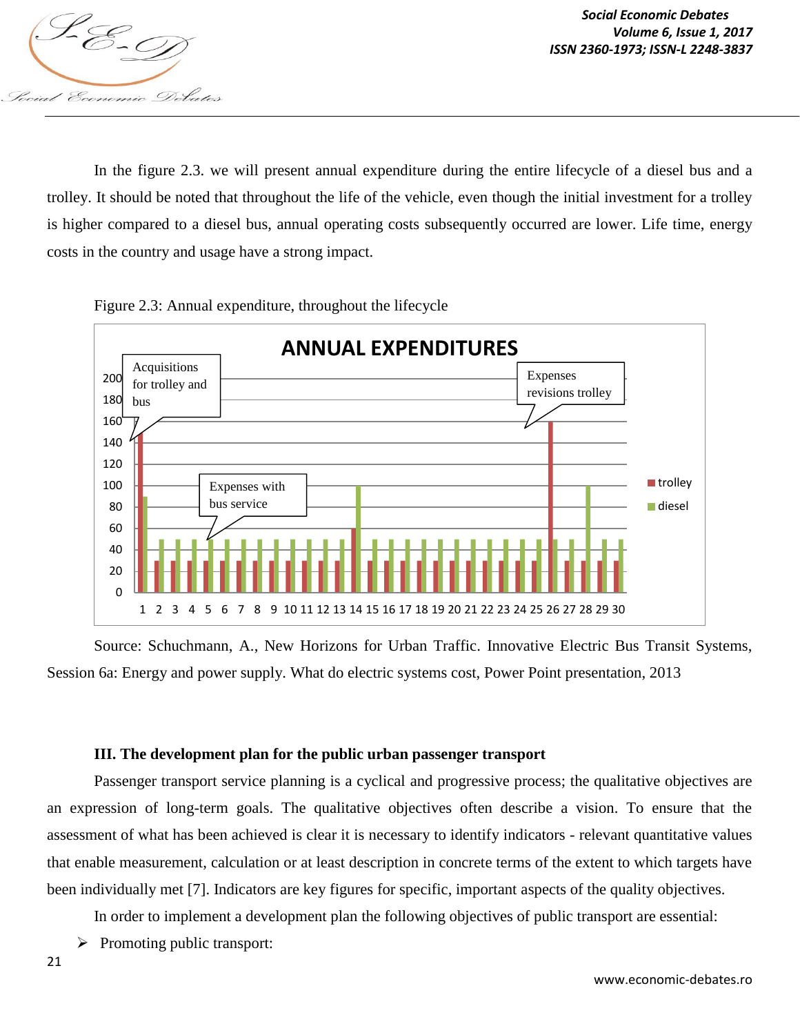In the figure 2.3. we will present annual expenditure during the entire lifecycle of a diesel bus and a trolley. It should be noted that throughout the life of the vehicle, even though the initial investment for a trolley is higher compared to a diesel bus, annual operating costs subsequently occurred are lower. Life time, energy costs in the country and usage have a strong impact.

Figure 2.3: Annual expenditure, throughout the lifecycle

Source: Schuchmann, A., New Horizons for Urban Traffic. Innovative Electric Bus Transit Systems, Session 6a: Energy and power supply. What do electric systems cost, Power Point presentation, 2013

### III. The development plan for the public urban passenger transport

Passenger transport service planning is a cyclical and progressive process; the qualitative objectives are an expression of long-term goals. The qualitative objectives often describe a vision. To ensure that the assessment of what has been achieved is clear it is necessary to identify indicators - relevant quantitative values that enable measurement, calculation or at least description in concrete terms of the extent to which targets have been individually met [7]. Indicators are key figures for specific, important aspects of the quality objectives.

In order to implement a development plan the following objectives of public transport are essential:

- Promoting public transport: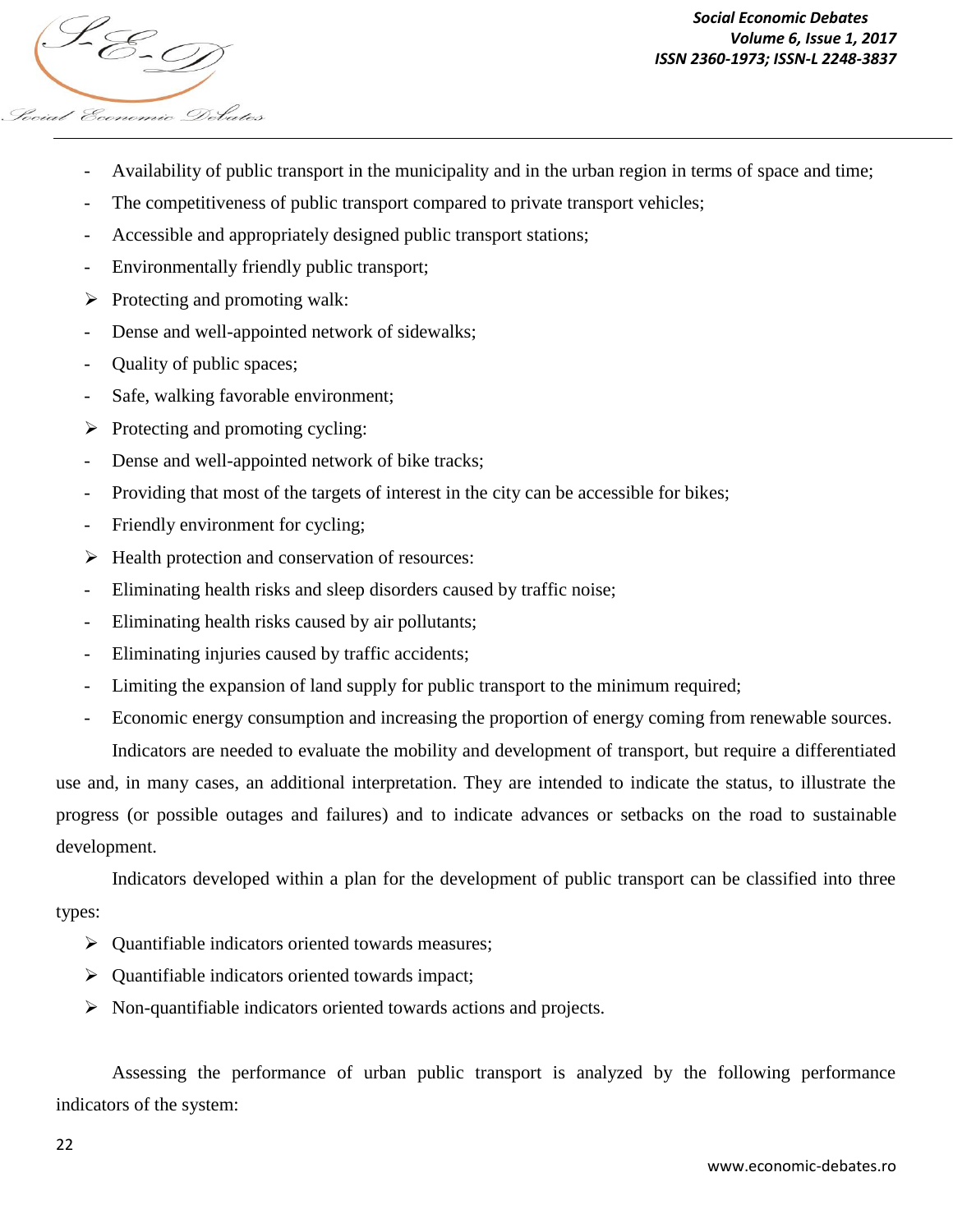- Availability of public transport in the municipality and in the urban region in terms of space and time;
- The competitiveness of public transport compared to private transport vehicles;
- Accessible and appropriately designed public transport stations;
- Environmentally friendly public transport;

➢ Protecting and promoting walk:

- Dense and well-appointed network of sidewalks;
- Quality of public spaces;
- Safe, walking favorable environment;

➢ Protecting and promoting cycling:

- Dense and well-appointed network of bike tracks;
- Providing that most of the targets of interest in the city can be accessible for bikes;
- Friendly environment for cycling;

➢ Health protection and conservation of resources:

- Eliminating health risks and sleep disorders caused by traffic noise;
- Eliminating health risks caused by air pollutants;
- Eliminating injuries caused by traffic accidents;
- Limiting the expansion of land supply for public transport to the minimum required;
- Economic energy consumption and increasing the proportion of energy coming from renewable sources.

Indicators are needed to evaluate the mobility and development of transport, but require a differentiated use and, in many cases, an additional interpretation. They are intended to indicate the status, to illustrate the progress (or possible outages and failures) and to indicate advances or setbacks on the road to sustainable development.

Indicators developed within a plan for the development of public transport can be classified into three types:

➢ Quantifiable indicators oriented towards measures;

➢ Quantifiable indicators oriented towards impact;

➢ Non-quantifiable indicators oriented towards actions and projects.

Assessing the performance of urban public transport is analyzed by the following performance indicators of the system: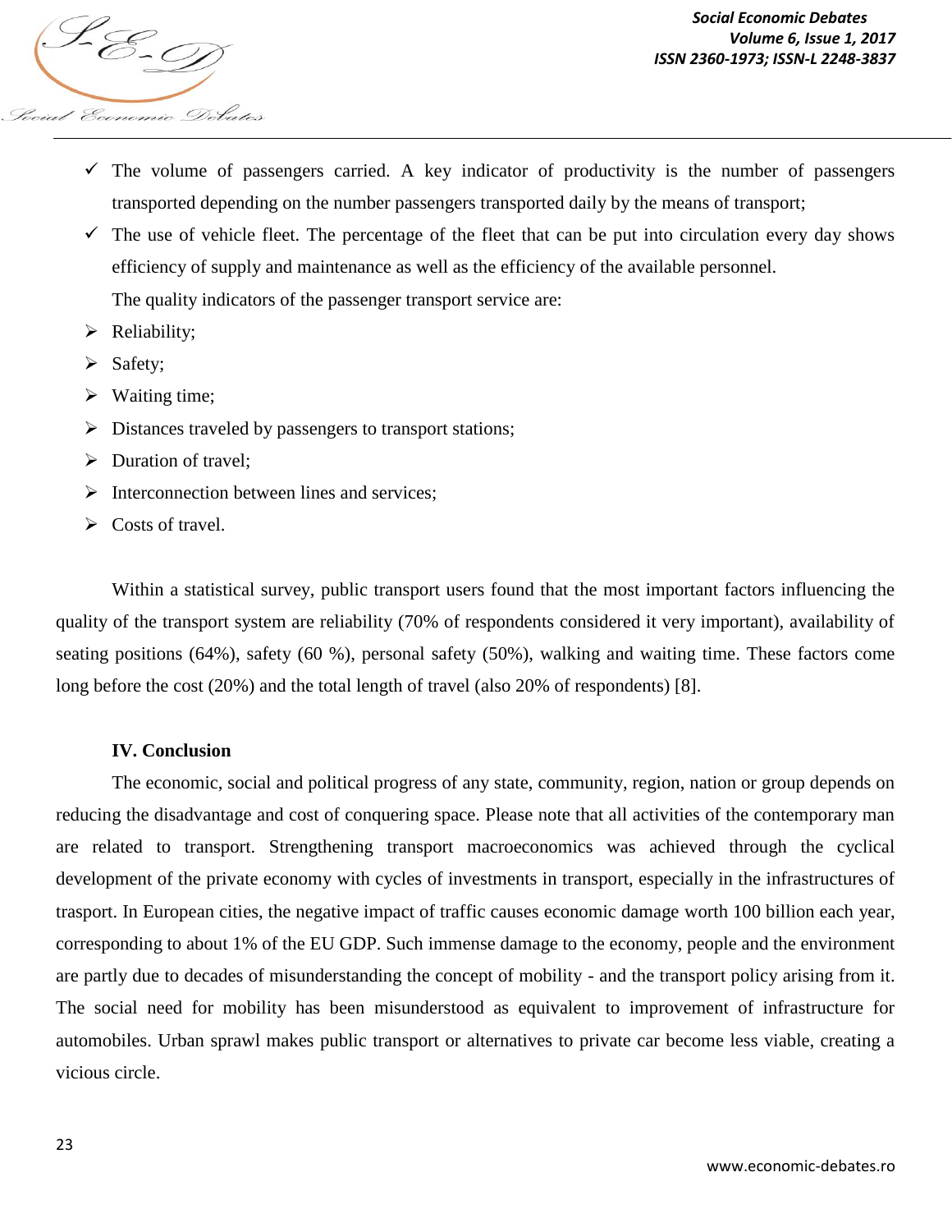- ✓ The volume of passengers carried. A key indicator of productivity is the number of passengers transported depending on the number passengers transported daily by the means of transport;
- ✓ The use of vehicle fleet. The percentage of the fleet that can be put into circulation every day shows efficiency of supply and maintenance as well as the efficiency of the available personnel.

The quality indicators of the passenger transport service are:

- Reliability;
- Safety;
- Waiting time;
- Distances traveled by passengers to transport stations;
- Duration of travel;
- Interconnection between lines and services;
- Costs of travel.

Within a statistical survey, public transport users found that the most important factors influencing the quality of the transport system are reliability (70% of respondents considered it very important), availability of seating positions (64%), safety (60 %), personal safety (50%), walking and waiting time. These factors come long before the cost (20%) and the total length of travel (also 20% of respondents) [8].

## IV. Conclusion

The economic, social and political progress of any state, community, region, nation or group depends on reducing the disadvantage and cost of conquering space. Please note that all activities of the contemporary man are related to transport. Strengthening transport macroeconomics was achieved through the cyclical development of the private economy with cycles of investments in transport, especially in the infrastructures of trasport. In European cities, the negative impact of traffic causes economic damage worth 100 billion each year, corresponding to about 1% of the EU GDP. Such immense damage to the economy, people and the environment are partly due to decades of misunderstanding the concept of mobility - and the transport policy arising from it. The social need for mobility has been misunderstood as equivalent to improvement of infrastructure for automobiles. Urban sprawl makes public transport or alternatives to private car become less viable, creating a vicious circle.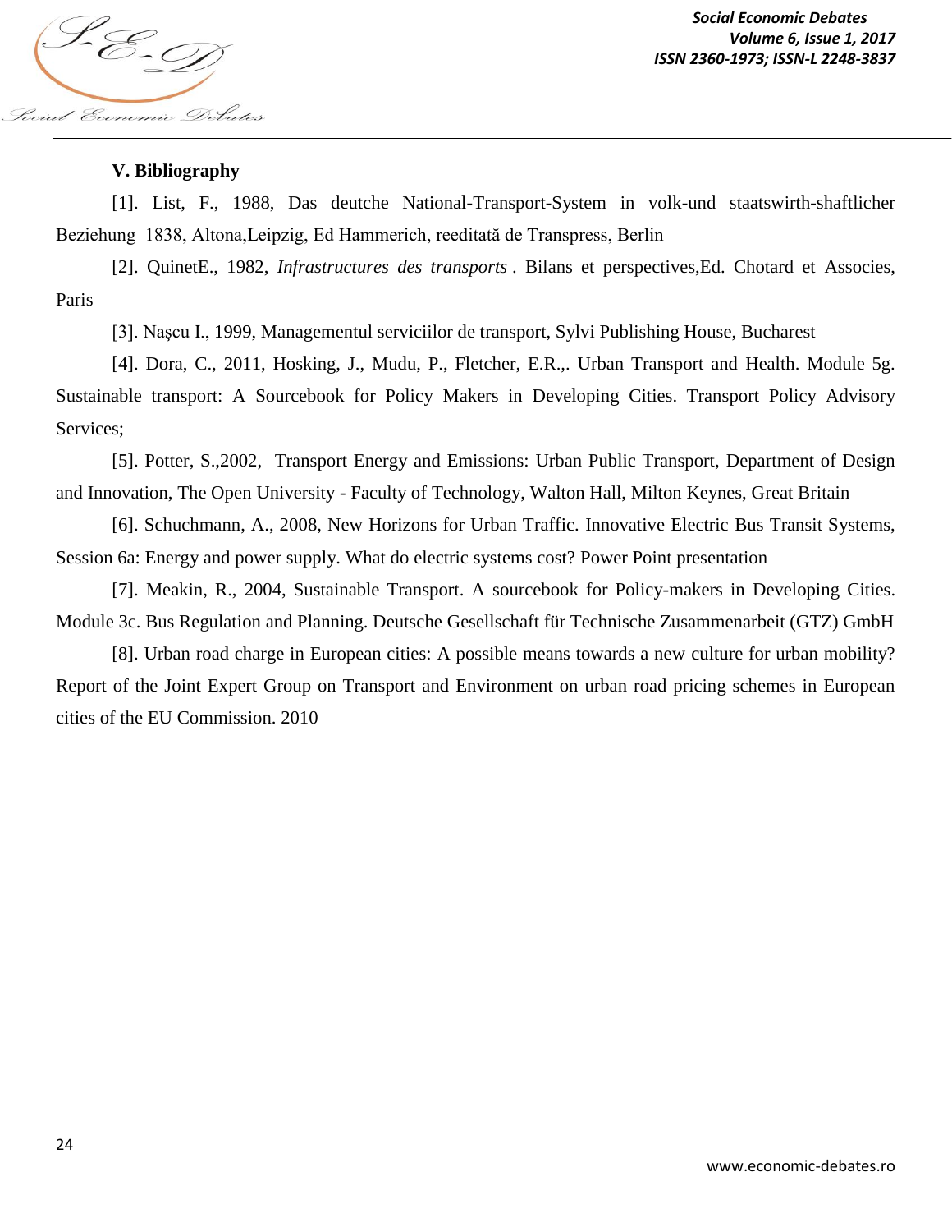## V. Bibliography

[1]. List, F., 1988, Das deutche National-Transport-System in volk-und staatswirth-shaftlicher Beziehung 1838, Altona,Leipzig, Ed Hammerich, reeditată de Transpress, Berlin

[2]. QuinetE., 1982, *Infrastructures des transports* . Bilans et perspectives,Ed. Chotard et Associes, Paris

[3]. Naşcu I., 1999, Managementul serviciilor de transport, Sylvi Publishing House, Bucharest

[4]. Dora, C., 2011, Hosking, J., Mudu, P., Fletcher, E.R.,. Urban Transport and Health. Module 5g. Sustainable transport: A Sourcebook for Policy Makers in Developing Cities. Transport Policy Advisory Services;

[5]. Potter, S.,2002, Transport Energy and Emissions: Urban Public Transport, Department of Design and Innovation, The Open University - Faculty of Technology, Walton Hall, Milton Keynes, Great Britain

[6]. Schuchmann, A., 2008, New Horizons for Urban Traffic. Innovative Electric Bus Transit Systems, Session 6a: Energy and power supply. What do electric systems cost? Power Point presentation

[7]. Meakin, R., 2004, Sustainable Transport. A sourcebook for Policy-makers in Developing Cities. Module 3c. Bus Regulation and Planning. Deutsche Gesellschaft für Technische Zusammenarbeit (GTZ) GmbH

[8]. Urban road charge in European cities: A possible means towards a new culture for urban mobility? Report of the Joint Expert Group on Transport and Environment on urban road pricing schemes in European cities of the EU Commission. 2010